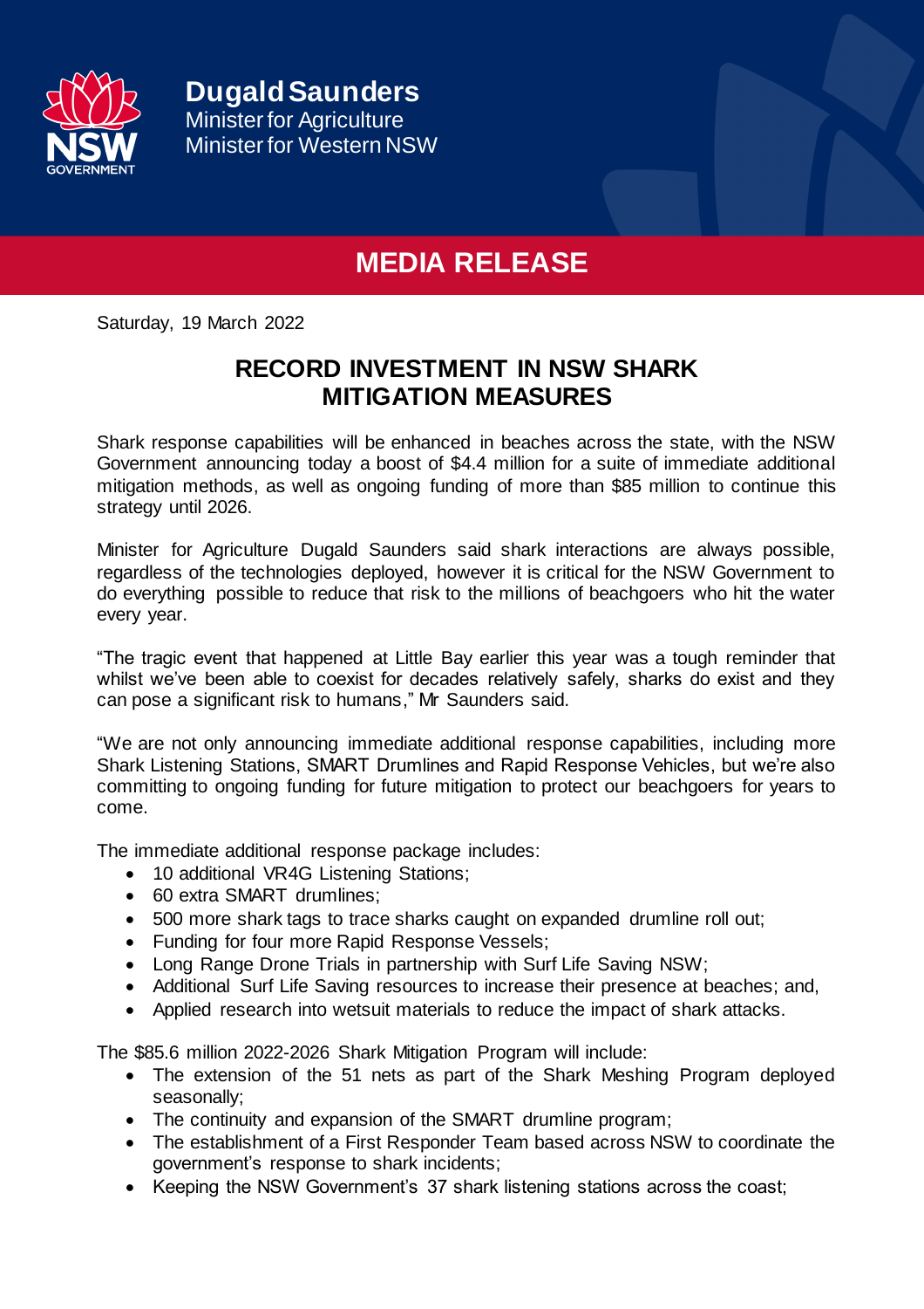**Dugald Saunders**
Minister for Agriculture
Minister for Western NSW

# MEDIA RELEASE

Saturday, 19 March 2022

## RECORD INVESTMENT IN NSW SHARK MITIGATION MEASURES

Shark response capabilities will be enhanced in beaches across the state, with the NSW Government announcing today a boost of $4.4 million for a suite of immediate additional mitigation methods, as well as ongoing funding of more than $85 million to continue this strategy until 2026.

Minister for Agriculture Dugald Saunders said shark interactions are always possible, regardless of the technologies deployed, however it is critical for the NSW Government to do everything possible to reduce that risk to the millions of beachgoers who hit the water every year.

"The tragic event that happened at Little Bay earlier this year was a tough reminder that whilst we've been able to coexist for decades relatively safely, sharks do exist and they can pose a significant risk to humans," Mr Saunders said.

"We are not only announcing immediate additional response capabilities, including more Shark Listening Stations, SMART Drumlines and Rapid Response Vehicles, but we're also committing to ongoing funding for future mitigation to protect our beachgoers for years to come.

The immediate additional response package includes:

- 10 additional VR4G Listening Stations;
- 60 extra SMART drumlines;
- 500 more shark tags to trace sharks caught on expanded drumline roll out;
- Funding for four more Rapid Response Vessels;
- Long Range Drone Trials in partnership with Surf Life Saving NSW;
- Additional Surf Life Saving resources to increase their presence at beaches; and,
- Applied research into wetsuit materials to reduce the impact of shark attacks.

The $85.6 million 2022-2026 Shark Mitigation Program will include:

- The extension of the 51 nets as part of the Shark Meshing Program deployed seasonally;
- The continuity and expansion of the SMART drumline program;
- The establishment of a First Responder Team based across NSW to coordinate the government's response to shark incidents;
- Keeping the NSW Government's 37 shark listening stations across the coast;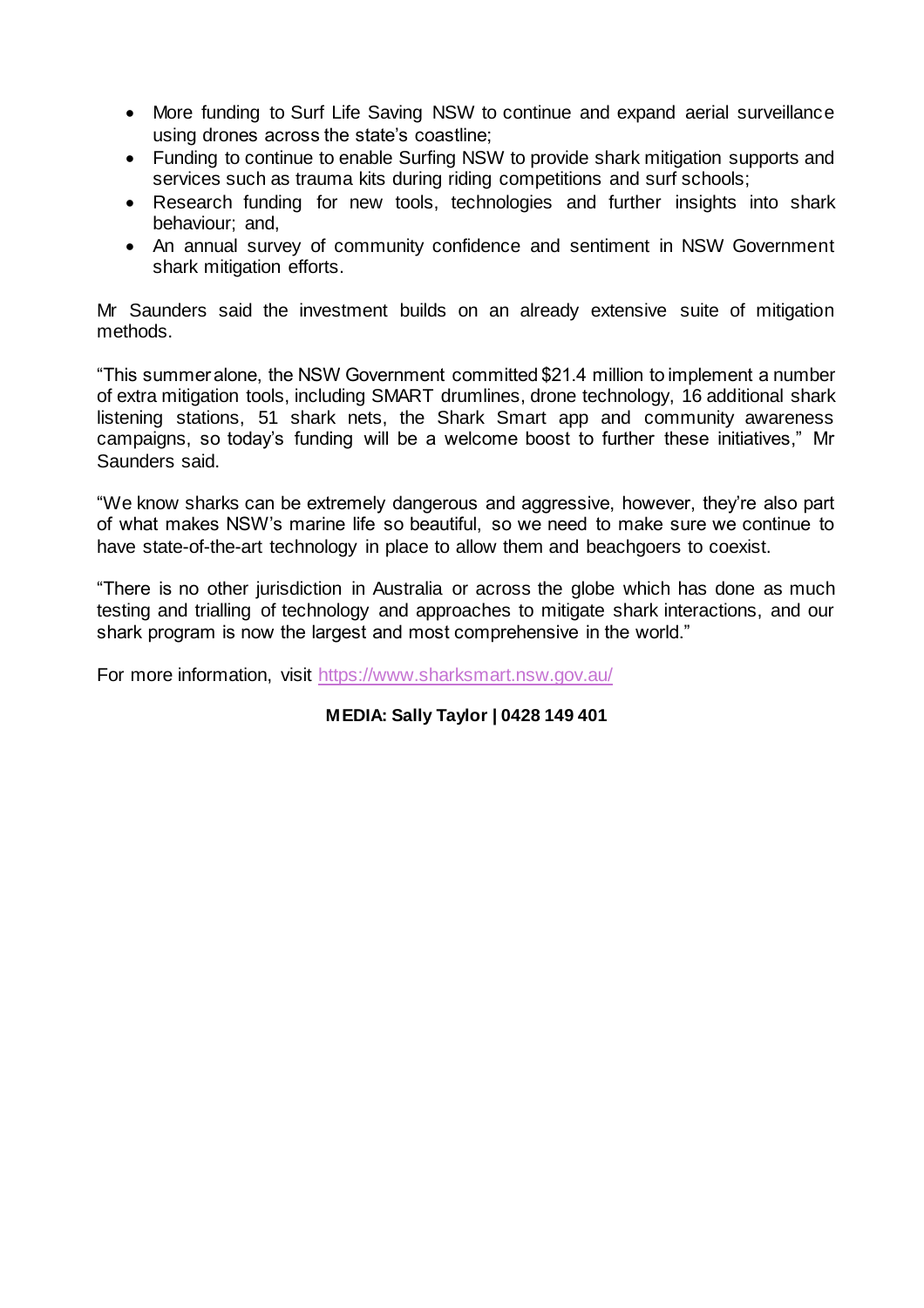- More funding to Surf Life Saving NSW to continue and expand aerial surveillance using drones across the state's coastline;
- Funding to continue to enable Surfing NSW to provide shark mitigation supports and services such as trauma kits during riding competitions and surf schools;
- Research funding for new tools, technologies and further insights into shark behaviour; and,
- An annual survey of community confidence and sentiment in NSW Government shark mitigation efforts.

Mr Saunders said the investment builds on an already extensive suite of mitigation methods.

"This summer alone, the NSW Government committed $21.4 million to implement a number of extra mitigation tools, including SMART drumlines, drone technology, 16 additional shark listening stations, 51 shark nets, the Shark Smart app and community awareness campaigns, so today's funding will be a welcome boost to further these initiatives," Mr Saunders said.

"We know sharks can be extremely dangerous and aggressive, however, they're also part of what makes NSW's marine life so beautiful, so we need to make sure we continue to have state-of-the-art technology in place to allow them and beachgoers to coexist.

"There is no other jurisdiction in Australia or across the globe which has done as much testing and trialling of technology and approaches to mitigate shark interactions, and our shark program is now the largest and most comprehensive in the world."

For more information, visit https://www.sharksmart.nsw.gov.au/

**MEDIA: Sally Taylor | 0428 149 401**